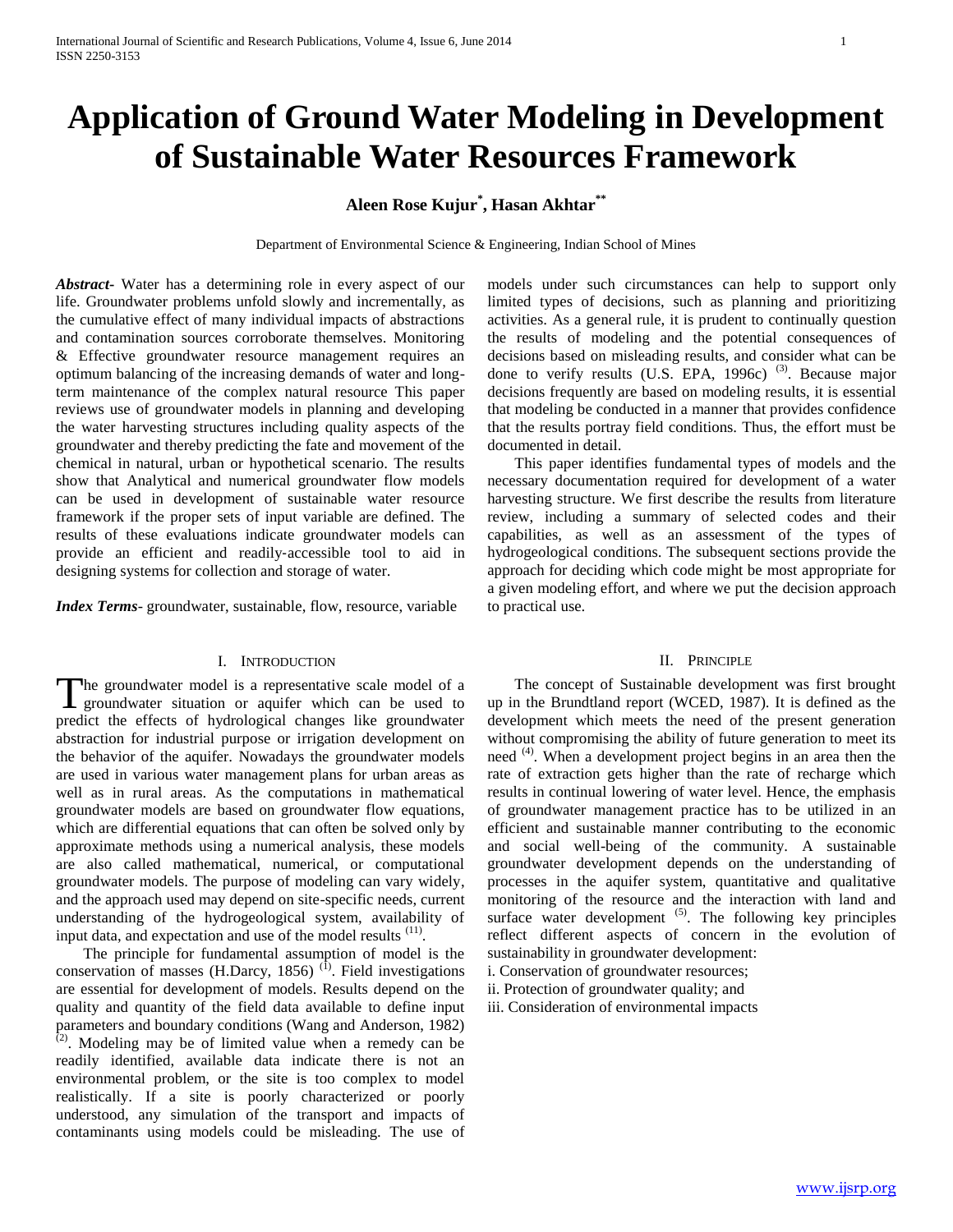# Application of Ground Water Modeling in Development of Sustainable Water Resources Framework

**Aleen Rose Kujur[*], Hasan Akhtar[**]**

Department of Environmental Science & Engineering, Indian School of Mines

***Abstract*-** Water has a determining role in every aspect of our life. Groundwater problems unfold slowly and incrementally, as the cumulative effect of many individual impacts of abstractions and contamination sources corroborate themselves. Monitoring & Effective groundwater resource management requires an optimum balancing of the increasing demands of water and long-term maintenance of the complex natural resource This paper reviews use of groundwater models in planning and developing the water harvesting structures including quality aspects of the groundwater and thereby predicting the fate and movement of the chemical in natural, urban or hypothetical scenario. The results show that Analytical and numerical groundwater flow models can be used in development of sustainable water resource framework if the proper sets of input variable are defined. The results of these evaluations indicate groundwater models can provide an efficient and readily-accessible tool to aid in designing systems for collection and storage of water.

***Index Terms*-** groundwater, sustainable, flow, resource, variable

## I. Introduction

The groundwater model is a representative scale model of a groundwater situation or aquifer which can be used to predict the effects of hydrological changes like groundwater abstraction for industrial purpose or irrigation development on the behavior of the aquifer. Nowadays the groundwater models are used in various water management plans for urban areas as well as in rural areas. As the computations in mathematical groundwater models are based on groundwater flow equations, which are differential equations that can often be solved only by approximate methods using a numerical analysis, these models are also called mathematical, numerical, or computational groundwater models. The purpose of modeling can vary widely, and the approach used may depend on site-specific needs, current understanding of the hydrogeological system, availability of input data, and expectation and use of the model results [(11)].

The principle for fundamental assumption of model is the conservation of masses (H.Darcy, 1856) [(1)]. Field investigations are essential for development of models. Results depend on the quality and quantity of the field data available to define input parameters and boundary conditions (Wang and Anderson, 1982) [(2)]. Modeling may be of limited value when a remedy can be readily identified, available data indicate there is not an environmental problem, or the site is too complex to model realistically. If a site is poorly characterized or poorly understood, any simulation of the transport and impacts of contaminants using models could be misleading. The use of models under such circumstances can help to support only limited types of decisions, such as planning and prioritizing activities. As a general rule, it is prudent to continually question the results of modeling and the potential consequences of decisions based on misleading results, and consider what can be done to verify results (U.S. EPA, 1996c) [(3)]. Because major decisions frequently are based on modeling results, it is essential that modeling be conducted in a manner that provides confidence that the results portray field conditions. Thus, the effort must be documented in detail.

This paper identifies fundamental types of models and the necessary documentation required for development of a water harvesting structure. We first describe the results from literature review, including a summary of selected codes and their capabilities, as well as an assessment of the types of hydrogeological conditions. The subsequent sections provide the approach for deciding which code might be most appropriate for a given modeling effort, and where we put the decision approach to practical use.

## II. Principle

The concept of Sustainable development was first brought up in the Brundtland report (WCED, 1987). It is defined as the development which meets the need of the present generation without compromising the ability of future generation to meet its need [(4)]. When a development project begins in an area then the rate of extraction gets higher than the rate of recharge which results in continual lowering of water level. Hence, the emphasis of groundwater management practice has to be utilized in an efficient and sustainable manner contributing to the economic and social well-being of the community. A sustainable groundwater development depends on the understanding of processes in the aquifer system, quantitative and qualitative monitoring of the resource and the interaction with land and surface water development [(5)]. The following key principles reflect different aspects of concern in the evolution of sustainability in groundwater development:

i. Conservation of groundwater resources;
ii. Protection of groundwater quality; and
iii. Consideration of environmental impacts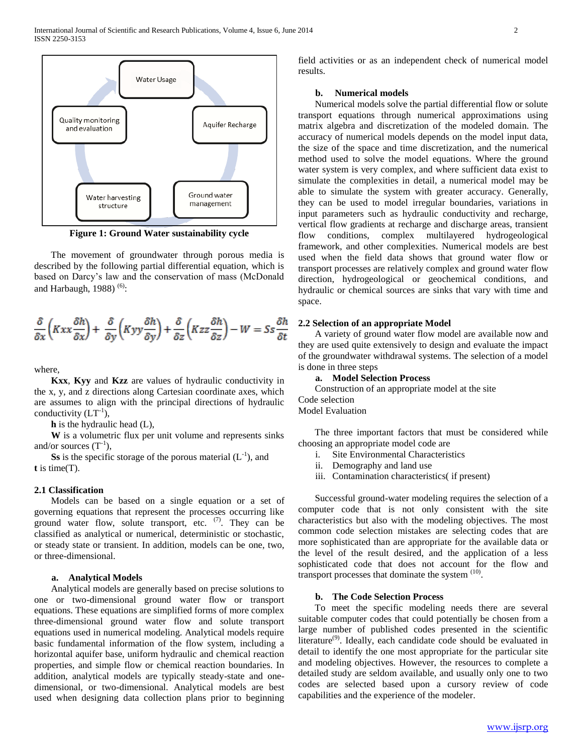Figure 1: Ground Water sustainability cycle

The movement of groundwater through porous media is described by the following partial differential equation, which is based on Darcy's law and the conservation of mass (McDonald and Harbaugh, 1988) [6]:

$$\frac{\delta}{\delta x}\left(Kxx\frac{\delta h}{\delta x}\right)+\frac{\delta}{\delta y}\left(Kyy\frac{\delta h}{\delta y}\right)+\frac{\delta}{\delta z}\left(Kzz\frac{\delta h}{\delta z}\right)-W=Ss\frac{\delta h}{\delta t}$$

where,

**Kxx**, **Kyy** and **Kzz** are values of hydraulic conductivity in the x, y, and z directions along Cartesian coordinate axes, which are assumes to align with the principal directions of hydraulic conductivity ($LT^{-1}$),

**h** is the hydraulic head (L),

**W** is a volumetric flux per unit volume and represents sinks and/or sources ($T^{-1}$),

**Ss** is the specific storage of the porous material ($L^{-1}$), and **t** is time(T).

## 2.1 Classification

Models can be based on a single equation or a set of governing equations that represent the processes occurring like ground water flow, solute transport, etc. [7]. They can be classified as analytical or numerical, deterministic or stochastic, or steady state or transient. In addition, models can be one, two, or three-dimensional.

### a. Analytical Models

Analytical models are generally based on precise solutions to one or two-dimensional ground water flow or transport equations. These equations are simplified forms of more complex three-dimensional ground water flow and solute transport equations used in numerical modeling. Analytical models require basic fundamental information of the flow system, including a horizontal aquifer base, uniform hydraulic and chemical reaction properties, and simple flow or chemical reaction boundaries. In addition, analytical models are typically steady-state and one-dimensional, or two-dimensional. Analytical models are best used when designing data collection plans prior to beginning field activities or as an independent check of numerical model results.

### b. Numerical models

Numerical models solve the partial differential flow or solute transport equations through numerical approximations using matrix algebra and discretization of the modeled domain. The accuracy of numerical models depends on the model input data, the size of the space and time discretization, and the numerical method used to solve the model equations. Where the ground water system is very complex, and where sufficient data exist to simulate the complexities in detail, a numerical model may be able to simulate the system with greater accuracy. Generally, they can be used to model irregular boundaries, variations in input parameters such as hydraulic conductivity and recharge, vertical flow gradients at recharge and discharge areas, transient flow conditions, complex multilayered hydrogeological framework, and other complexities. Numerical models are best used when the field data shows that ground water flow or transport processes are relatively complex and ground water flow direction, hydrogeological or geochemical conditions, and hydraulic or chemical sources are sinks that vary with time and space.

## 2.2 Selection of an appropriate Model

A variety of ground water flow model are available now and they are used quite extensively to design and evaluate the impact of the groundwater withdrawal systems. The selection of a model is done in three steps

### a. Model Selection Process

Construction of an appropriate model at the site
Code selection
Model Evaluation

The three important factors that must be considered while choosing an appropriate model code are

i. Site Environmental Characteristics
ii. Demography and land use
iii. Contamination characteristics( if present)

Successful ground-water modeling requires the selection of a computer code that is not only consistent with the site characteristics but also with the modeling objectives. The most common code selection mistakes are selecting codes that are more sophisticated than are appropriate for the available data or the level of the result desired, and the application of a less sophisticated code that does not account for the flow and transport processes that dominate the system [10].

### b. The Code Selection Process

To meet the specific modeling needs there are several suitable computer codes that could potentially be chosen from a large number of published codes presented in the scientific literature[9]. Ideally, each candidate code should be evaluated in detail to identify the one most appropriate for the particular site and modeling objectives. However, the resources to complete a detailed study are seldom available, and usually only one to two codes are selected based upon a cursory review of code capabilities and the experience of the modeler.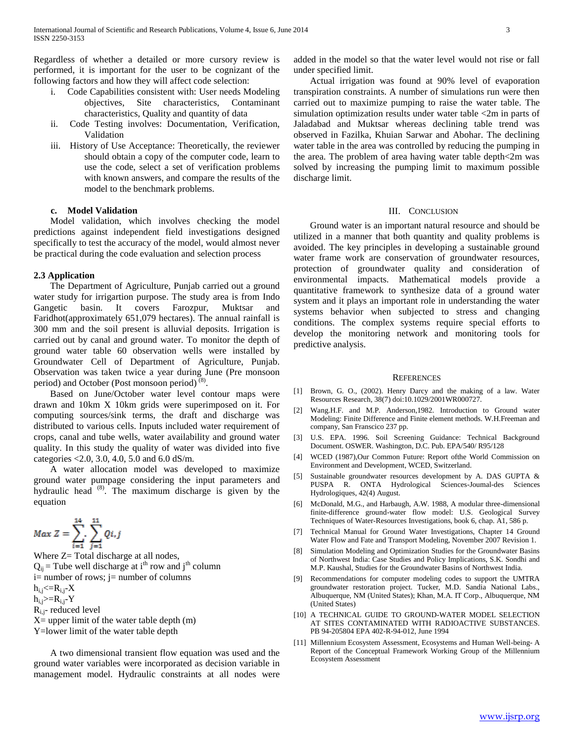Regardless of whether a detailed or more cursory review is performed, it is important for the user to be cognizant of the following factors and how they will affect code selection:

i. Code Capabilities consistent with: User needs Modeling objectives, Site characteristics, Contaminant characteristics, Quality and quantity of data
ii. Code Testing involves: Documentation, Verification, Validation
iii. History of Use Acceptance: Theoretically, the reviewer should obtain a copy of the computer code, learn to use the code, select a set of verification problems with known answers, and compare the results of the model to the benchmark problems.

#### c. Model Validation

Model validation, which involves checking the model predictions against independent field investigations designed specifically to test the accuracy of the model, would almost never be practical during the code evaluation and selection process

### 2.3 Application

The Department of Agriculture, Punjab carried out a ground water study for irrigartion purpose. The study area is from Indo Gangetic basin. It covers Farozpur, Muktsar and Faridhot(approximately 651,079 hectares). The annual rainfall is 300 mm and the soil present is alluvial deposits. Irrigation is carried out by canal and ground water. To monitor the depth of ground water table 60 observation wells were installed by Groundwater Cell of Department of Agriculture, Punjab. Observation was taken twice a year during June (Pre monsoon period) and October (Post monsoon period) [8].

Based on June/October water level contour maps were drawn and 10km X 10km grids were superimposed on it. For computing sources/sink terms, the draft and discharge was distributed to various cells. Inputs included water requirement of crops, canal and tube wells, water availability and ground water quality. In this study the quality of water was divided into five categories <2.0, 3.0, 4.0, 5.0 and 6.0 dS/m.

A water allocation model was developed to maximize ground water pumpage considering the input parameters and hydraulic head [8]. The maximum discharge is given by the equation

$$Max\ Z = \sum_{i=1}^{14} \sum_{j=1}^{11} Q_{i,j}$$

Where Z= Total discharge at all nodes,
$Q_{ij}$ = Tube well discharge at $i^{th}$ row and $j^{th}$ column
i= number of rows; j= number of columns
$h_{i,j} <= R_{i,j} - X$
$h_{i,j} >= R_{i,j} - Y$
$R_{i,j}$- reduced level
X= upper limit of the water table depth (m)
Y=lower limit of the water table depth

A two dimensional transient flow equation was used and the ground water variables were incorporated as decision variable in management model. Hydraulic constraints at all nodes were added in the model so that the water level would not rise or fall under specified limit.

Actual irrigation was found at 90% level of evaporation transpiration constraints. A number of simulations run were then carried out to maximize pumping to raise the water table. The simulation optimization results under water table <2m in parts of Jaladabad and Muktsar whereas declining table trend was observed in Fazilka, Khuian Sarwar and Abohar. The declining water table in the area was controlled by reducing the pumping in the area. The problem of area having water table depth<2m was solved by increasing the pumping limit to maximum possible discharge limit.

## III. Conclusion

Ground water is an important natural resource and should be utilized in a manner that both quantity and quality problems is avoided. The key principles in developing a sustainable ground water frame work are conservation of groundwater resources, protection of groundwater quality and consideration of environmental impacts. Mathematical models provide a quantitative framework to synthesize data of a ground water system and it plays an important role in understanding the water systems behavior when subjected to stress and changing conditions. The complex systems require special efforts to develop the monitoring network and monitoring tools for predictive analysis.

## References

[1] Brown, G. O., (2002). Henry Darcy and the making of a law. Water Resources Research, 38(7) doi:10.1029/2001WR000727.

[2] Wang.H.F. and M.P. Anderson,1982. Introduction to Ground water Modeling: Finite Difference and Finite element methods. W.H.Freeman and company, San Franscico 237 pp.

[3] U.S. EPA. 1996. Soil Screening Guidance: Technical Background Document. OSWER. Washington, D.C. Pub. EPA/540/ R95/128

[4] WCED (1987),Our Common Future: Report ofthe World Commission on Environment and Development, WCED, Switzerland.

[5] Sustainable groundwater resources development by A. DAS GUPTA & PUSPA R. ONTA Hydrological Sciences-Joumal-des Sciences Hydrologiques, 42(4) August.

[6] McDonald, M.G., and Harbaugh, A.W. 1988, A modular three-dimensional finite-difference ground-water flow model: U.S. Geological Survey Techniques of Water-Resources Investigations, book 6, chap. A1, 586 p.

[7] Technical Manual for Ground Water Investigations, Chapter 14 Ground Water Flow and Fate and Transport Modeling, November 2007 Revision 1.

[8] Simulation Modeling and Optimization Studies for the Groundwater Basins of Northwest India: Case Studies and Policy Implications, S.K. Sondhi and M.P. Kaushal, Studies for the Groundwater Basins of Northwest India.

[9] Recommendations for computer modeling codes to support the UMTRA groundwater restoration project. Tucker, M.D. Sandia National Labs., Albuquerque, NM (United States); Khan, M.A. IT Corp., Albuquerque, NM (United States)

[10] A TECHNICAL GUIDE TO GROUND-WATER MODEL SELECTION AT SITES CONTAMINATED WITH RADIOACTIVE SUBSTANCES. PB 94-205804 EPA 402-R-94-012, June 1994

[11] Millennium Ecosystem Assessment, Ecosystems and Human Well-being- A Report of the Conceptual Framework Working Group of the Millennium Ecosystem Assessment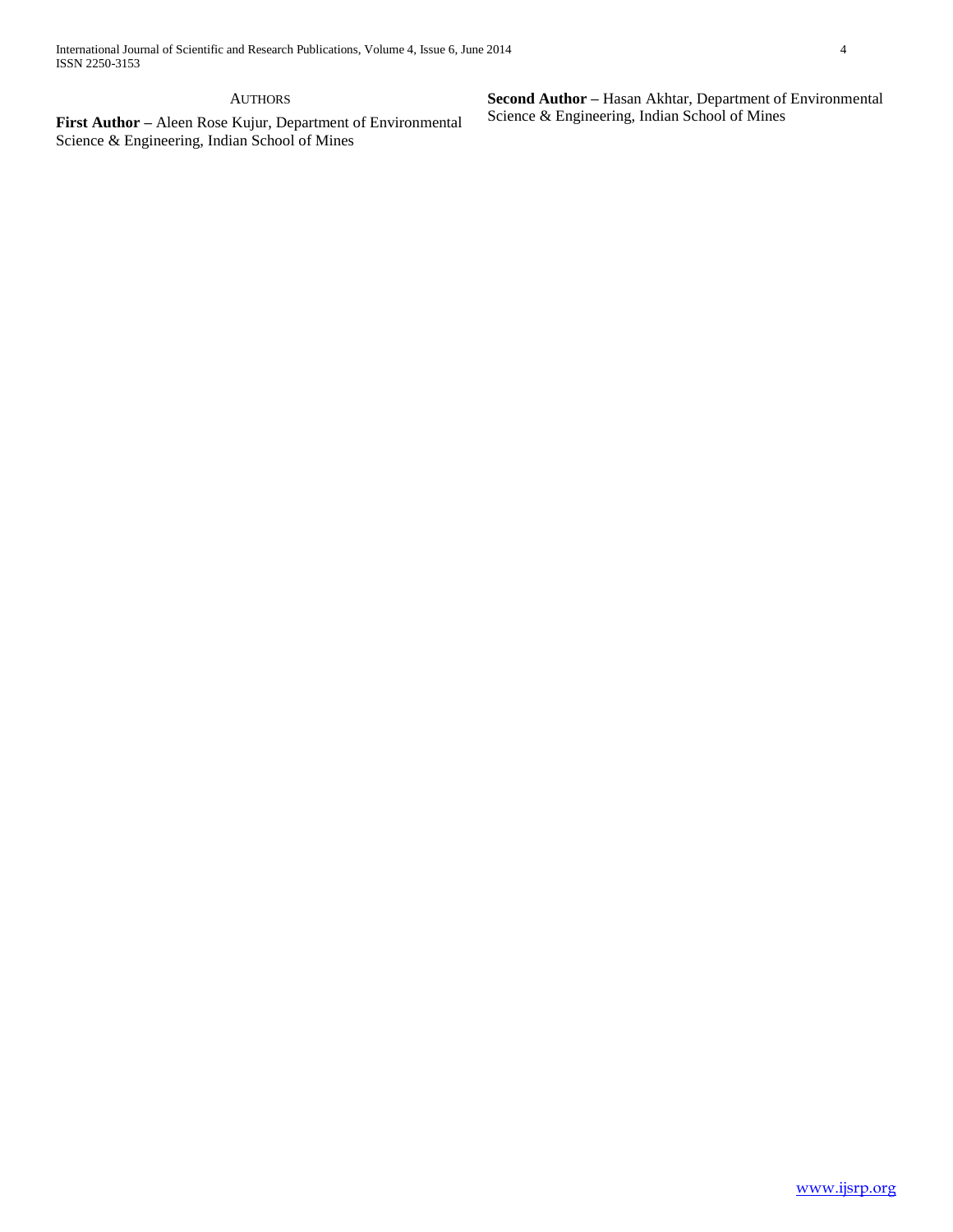## AUTHORS

**First Author** – Aleen Rose Kujur, Department of Environmental Science & Engineering, Indian School of Mines

**Second Author** – Hasan Akhtar, Department of Environmental Science & Engineering, Indian School of Mines